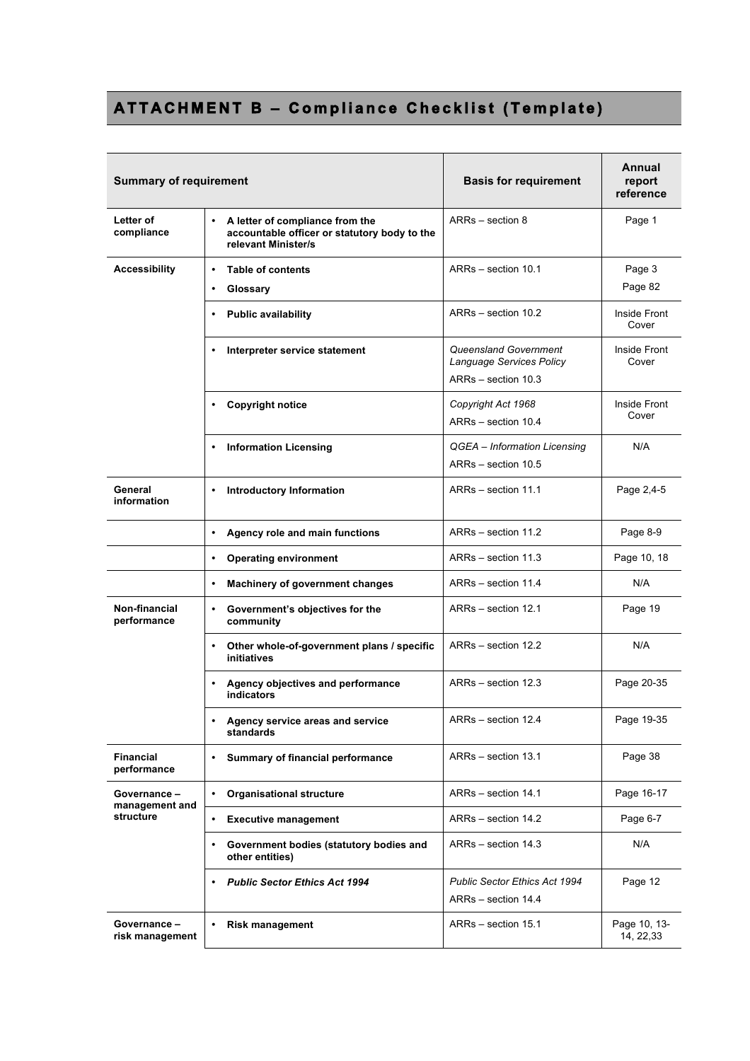# ATTACHMENT B – Compliance Checklist (Template)

| Summary of requirement | | Basis for requirement | Annual report reference |
|---|---|---|---|
| **Letter of compliance** | • **A letter of compliance from the accountable officer or statutory body to the relevant Minister/s** | ARRs – section 8 | Page 1 |
| **Accessibility** | • **Table of contents**<br>• **Glossary** | ARRs – section 10.1 | Page 3<br>Page 82 |
| | • **Public availability** | ARRs – section 10.2 | Inside Front Cover |
| | • **Interpreter service statement** | *Queensland Government Language Services Policy*<br>ARRs – section 10.3 | Inside Front Cover |
| | • **Copyright notice** | *Copyright Act 1968*<br>ARRs – section 10.4 | Inside Front Cover |
| | • **Information Licensing** | *QGEA – Information Licensing*<br>ARRs – section 10.5 | N/A |
| **General information** | • **Introductory Information** | ARRs – section 11.1 | Page 2,4-5 |
| | • **Agency role and main functions** | ARRs – section 11.2 | Page 8-9 |
| | • **Operating environment** | ARRs – section 11.3 | Page 10, 18 |
| | • **Machinery of government changes** | ARRs – section 11.4 | N/A |
| **Non-financial performance** | • **Government's objectives for the community** | ARRs – section 12.1 | Page 19 |
| | • **Other whole-of-government plans / specific initiatives** | ARRs – section 12.2 | N/A |
| | • **Agency objectives and performance indicators** | ARRs – section 12.3 | Page 20-35 |
| | • **Agency service areas and service standards** | ARRs – section 12.4 | Page 19-35 |
| **Financial performance** | • **Summary of financial performance** | ARRs – section 13.1 | Page 38 |
| **Governance – management and structure** | • **Organisational structure** | ARRs – section 14.1 | Page 16-17 |
| | • **Executive management** | ARRs – section 14.2 | Page 6-7 |
| | • **Government bodies (statutory bodies and other entities)** | ARRs – section 14.3 | N/A |
| | • ***Public Sector Ethics Act 1994*** | *Public Sector Ethics Act 1994*<br>ARRs – section 14.4 | Page 12 |
| **Governance – risk management** | • **Risk management** | ARRs – section 15.1 | Page 10, 13-14, 22,33 |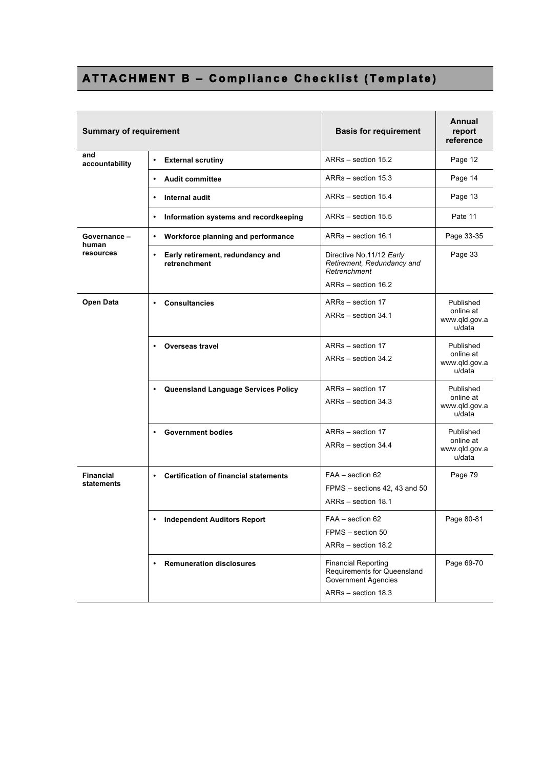# ATTACHMENT B – Compliance Checklist (Template)

| Summary of requirement | | Basis for requirement | Annual report reference |
|---|---|---|---|
| and accountability | • **External scrutiny** | ARRs – section 15.2 | Page 12 |
| | • **Audit committee** | ARRs – section 15.3 | Page 14 |
| | • **Internal audit** | ARRs – section 15.4 | Page 13 |
| | • **Information systems and recordkeeping** | ARRs – section 15.5 | Pate 11 |
| **Governance – human resources** | • **Workforce planning and performance** | ARRs – section 16.1 | Page 33-35 |
| | • **Early retirement, redundancy and retrenchment** | Directive No.11/12 *Early Retirement, Redundancy and Retrenchment*<br>ARRs – section 16.2 | Page 33 |
| **Open Data** | • **Consultancies** | ARRs – section 17<br>ARRs – section 34.1 | Published online at www.qld.gov.au/data |
| | • **Overseas travel** | ARRs – section 17<br>ARRs – section 34.2 | Published online at www.qld.gov.au/data |
| | • **Queensland Language Services Policy** | ARRs – section 17<br>ARRs – section 34.3 | Published online at www.qld.gov.au/data |
| | • **Government bodies** | ARRs – section 17<br>ARRs – section 34.4 | Published online at www.qld.gov.au/data |
| **Financial statements** | • **Certification of financial statements** | FAA – section 62<br>FPMS – sections 42, 43 and 50<br>ARRs – section 18.1 | Page 79 |
| | • **Independent Auditors Report** | FAA – section 62<br>FPMS – section 50<br>ARRs – section 18.2 | Page 80-81 |
| | • **Remuneration disclosures** | Financial Reporting Requirements for Queensland Government Agencies<br>ARRs – section 18.3 | Page 69-70 |